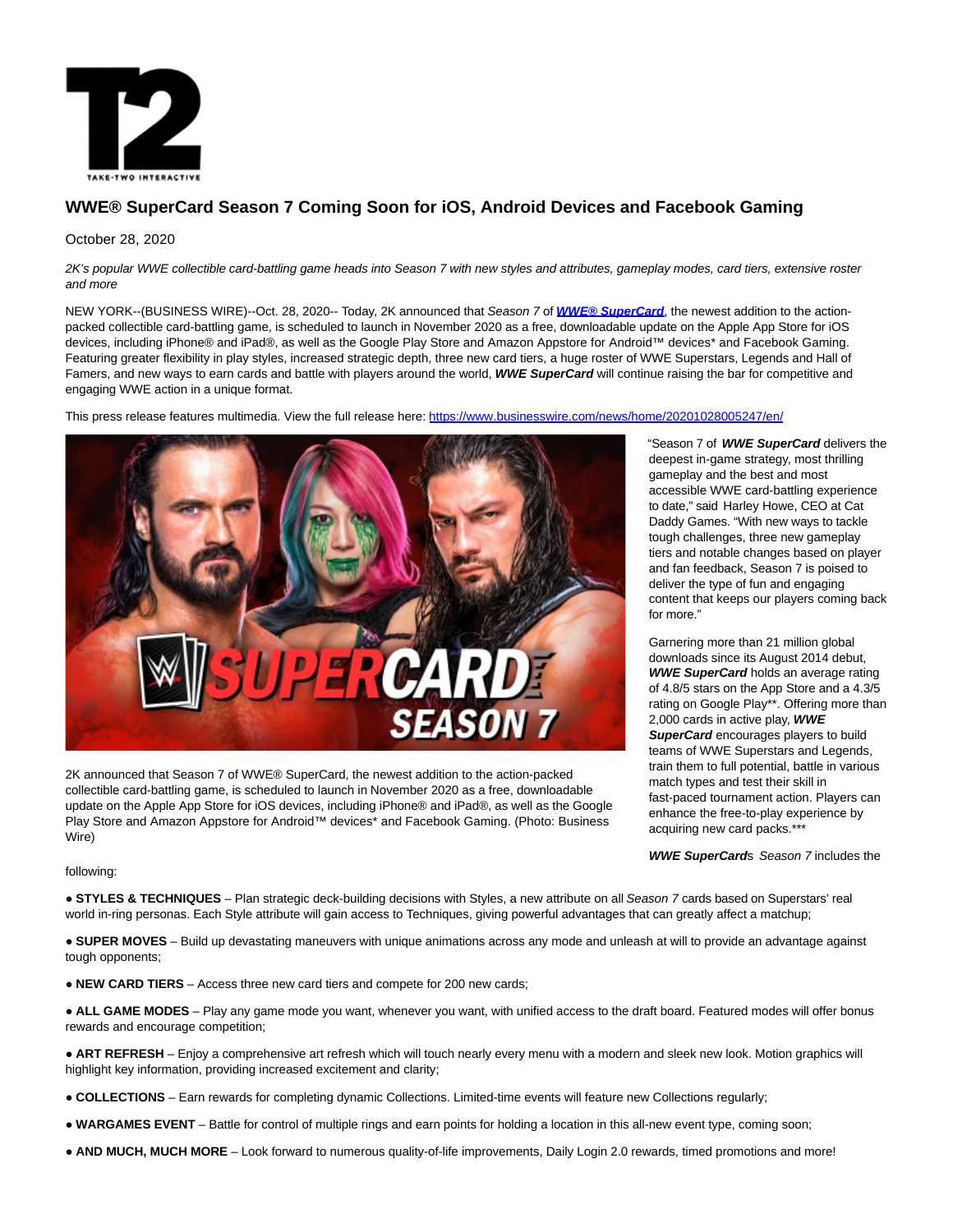# WWE® SuperCard Season 7 Coming Soon for iOS, Android Devices and Facebook Gaming

October 28, 2020

*2K's popular WWE collectible card-battling game heads into Season 7 with new styles and attributes, gameplay modes, card tiers, extensive roster and more*

NEW YORK--(BUSINESS WIRE)--Oct. 28, 2020-- Today, 2K announced that *Season 7* of ***WWE® SuperCard***, the newest addition to the action-packed collectible card-battling game, is scheduled to launch in November 2020 as a free, downloadable update on the Apple App Store for iOS devices, including iPhone® and iPad®, as well as the Google Play Store and Amazon Appstore for Android™ devices* and Facebook Gaming. Featuring greater flexibility in play styles, increased strategic depth, three new card tiers, a huge roster of WWE Superstars, Legends and Hall of Famers, and new ways to earn cards and battle with players around the world, ***WWE SuperCard*** will continue raising the bar for competitive and engaging WWE action in a unique format.

This press release features multimedia. View the full release here: https://www.businesswire.com/news/home/20201028005247/en/

2K announced that Season 7 of WWE® SuperCard, the newest addition to the action-packed collectible card-battling game, is scheduled to launch in November 2020 as a free, downloadable update on the Apple App Store for iOS devices, including iPhone® and iPad®, as well as the Google Play Store and Amazon Appstore for Android™ devices* and Facebook Gaming. (Photo: Business Wire)

"Season 7 of ***WWE SuperCard*** delivers the deepest in-game strategy, most thrilling gameplay and the best and most accessible WWE card-battling experience to date," said Harley Howe, CEO at Cat Daddy Games. "With new ways to tackle tough challenges, three new gameplay tiers and notable changes based on player and fan feedback, Season 7 is poised to deliver the type of fun and engaging content that keeps our players coming back for more."

Garnering more than 21 million global downloads since its August 2014 debut, ***WWE SuperCard*** holds an average rating of 4.8/5 stars on the App Store and a 4.3/5 rating on Google Play**. Offering more than 2,000 cards in active play, ***WWE SuperCard*** encourages players to build teams of WWE Superstars and Legends, train them to full potential, battle in various match types and test their skill in fast-paced tournament action. Players can enhance the free-to-play experience by acquiring new card packs.***

***WWE SuperCard***s *Season 7* includes the following:

- **STYLES & TECHNIQUES** – Plan strategic deck-building decisions with Styles, a new attribute on all *Season 7* cards based on Superstars' real world in-ring personas. Each Style attribute will gain access to Techniques, giving powerful advantages that can greatly affect a matchup;
- **SUPER MOVES** – Build up devastating maneuvers with unique animations across any mode and unleash at will to provide an advantage against tough opponents;
- **NEW CARD TIERS** – Access three new card tiers and compete for 200 new cards;
- **ALL GAME MODES** – Play any game mode you want, whenever you want, with unified access to the draft board. Featured modes will offer bonus rewards and encourage competition;
- **ART REFRESH** – Enjoy a comprehensive art refresh which will touch nearly every menu with a modern and sleek new look. Motion graphics will highlight key information, providing increased excitement and clarity;
- **COLLECTIONS** – Earn rewards for completing dynamic Collections. Limited-time events will feature new Collections regularly;
- **WARGAMES EVENT** – Battle for control of multiple rings and earn points for holding a location in this all-new event type, coming soon;
- **AND MUCH, MUCH MORE** – Look forward to numerous quality-of-life improvements, Daily Login 2.0 rewards, timed promotions and more!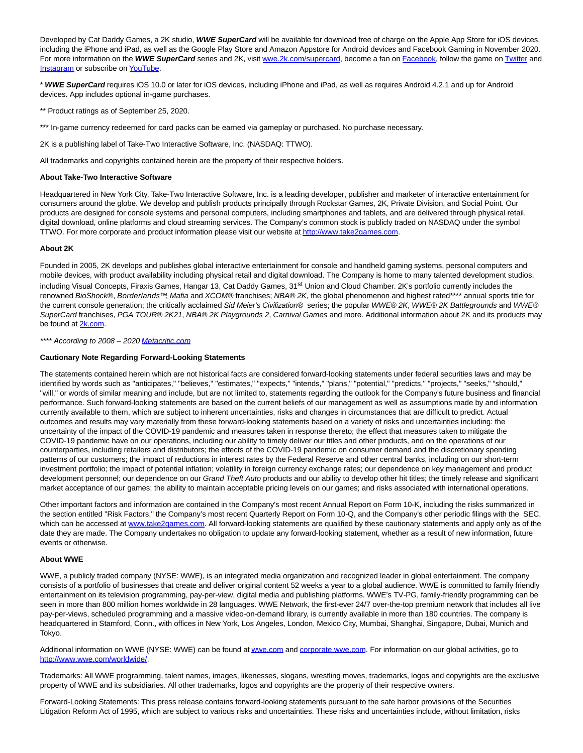Developed by Cat Daddy Games, a 2K studio, ***WWE SuperCard*** will be available for download free of charge on the Apple App Store for iOS devices, including the iPhone and iPad, as well as the Google Play Store and Amazon Appstore for Android devices and Facebook Gaming in November 2020. For more information on the ***WWE SuperCard*** series and 2K, visit [wwe.2k.com/supercard](wwe.2k.com/supercard), become a fan on [Facebook](), follow the game on [Twitter]() and [Instagram]() or subscribe on [YouTube]().

\* ***WWE SuperCard*** requires iOS 10.0 or later for iOS devices, including iPhone and iPad, as well as requires Android 4.2.1 and up for Android devices. App includes optional in-game purchases.

** Product ratings as of September 25, 2020.

*** In-game currency redeemed for card packs can be earned via gameplay or purchased. No purchase necessary.

2K is a publishing label of Take-Two Interactive Software, Inc. (NASDAQ: TTWO).

All trademarks and copyrights contained herein are the property of their respective holders.

**About Take-Two Interactive Software**

Headquartered in New York City, Take-Two Interactive Software, Inc. is a leading developer, publisher and marketer of interactive entertainment for consumers around the globe. We develop and publish products principally through Rockstar Games, 2K, Private Division, and Social Point. Our products are designed for console systems and personal computers, including smartphones and tablets, and are delivered through physical retail, digital download, online platforms and cloud streaming services. The Company's common stock is publicly traded on NASDAQ under the symbol TTWO. For more corporate and product information please visit our website at [http://www.take2games.com](http://www.take2games.com).

**About 2K**

Founded in 2005, 2K develops and publishes global interactive entertainment for console and handheld gaming systems, personal computers and mobile devices, with product availability including physical retail and digital download. The Company is home to many talented development studios, including Visual Concepts, Firaxis Games, Hangar 13, Cat Daddy Games, 31st Union and Cloud Chamber. 2K's portfolio currently includes the renowned *BioShock*®, *Borderlands*™, *Mafia* and *XCOM*® franchises; *NBA® 2K*, the global phenomenon and highest rated**** annual sports title for the current console generation; the critically acclaimed *Sid Meier's Civilization*® series; the popular *WWE® 2K*, *WWE® 2K Battlegrounds* and *WWE® SuperCard* franchises, *PGA TOUR® 2K21*, *NBA® 2K Playgrounds 2*, *Carnival Games* and more. Additional information about 2K and its products may be found at [2k.com]().

*\*\*\*\* According to 2008 – 2020 [Metacritic.com]()*

**Cautionary Note Regarding Forward-Looking Statements**

The statements contained herein which are not historical facts are considered forward-looking statements under federal securities laws and may be identified by words such as "anticipates," "believes," "estimates," "expects," "intends," "plans," "potential," "predicts," "projects," "seeks," "should," "will," or words of similar meaning and include, but are not limited to, statements regarding the outlook for the Company's future business and financial performance. Such forward-looking statements are based on the current beliefs of our management as well as assumptions made by and information currently available to them, which are subject to inherent uncertainties, risks and changes in circumstances that are difficult to predict. Actual outcomes and results may vary materially from these forward-looking statements based on a variety of risks and uncertainties including: the uncertainty of the impact of the COVID-19 pandemic and measures taken in response thereto; the effect that measures taken to mitigate the COVID-19 pandemic have on our operations, including our ability to timely deliver our titles and other products, and on the operations of our counterparties, including retailers and distributors; the effects of the COVID-19 pandemic on consumer demand and the discretionary spending patterns of our customers; the impact of reductions in interest rates by the Federal Reserve and other central banks, including on our short-term investment portfolio; the impact of potential inflation; volatility in foreign currency exchange rates; our dependence on key management and product development personnel; our dependence on our *Grand Theft Auto* products and our ability to develop other hit titles; the timely release and significant market acceptance of our games; the ability to maintain acceptable pricing levels on our games; and risks associated with international operations.

Other important factors and information are contained in the Company's most recent Annual Report on Form 10-K, including the risks summarized in the section entitled "Risk Factors," the Company's most recent Quarterly Report on Form 10-Q, and the Company's other periodic filings with the SEC, which can be accessed at [www.take2games.com](www.take2games.com). All forward-looking statements are qualified by these cautionary statements and apply only as of the date they are made. The Company undertakes no obligation to update any forward-looking statement, whether as a result of new information, future events or otherwise.

**About WWE**

WWE, a publicly traded company (NYSE: WWE), is an integrated media organization and recognized leader in global entertainment. The company consists of a portfolio of businesses that create and deliver original content 52 weeks a year to a global audience. WWE is committed to family friendly entertainment on its television programming, pay-per-view, digital media and publishing platforms. WWE's TV-PG, family-friendly programming can be seen in more than 800 million homes worldwide in 28 languages. WWE Network, the first-ever 24/7 over-the-top premium network that includes all live pay-per-views, scheduled programming and a massive video-on-demand library, is currently available in more than 180 countries. The company is headquartered in Stamford, Conn., with offices in New York, Los Angeles, London, Mexico City, Mumbai, Shanghai, Singapore, Dubai, Munich and Tokyo.

Additional information on WWE (NYSE: WWE) can be found at [wwe.com]() and [corporate.wwe.com](). For information on our global activities, go to [http://www.wwe.com/worldwide/](http://www.wwe.com/worldwide/).

Trademarks: All WWE programming, talent names, images, likenesses, slogans, wrestling moves, trademarks, logos and copyrights are the exclusive property of WWE and its subsidiaries. All other trademarks, logos and copyrights are the property of their respective owners.

Forward-Looking Statements: This press release contains forward-looking statements pursuant to the safe harbor provisions of the Securities Litigation Reform Act of 1995, which are subject to various risks and uncertainties. These risks and uncertainties include, without limitation, risks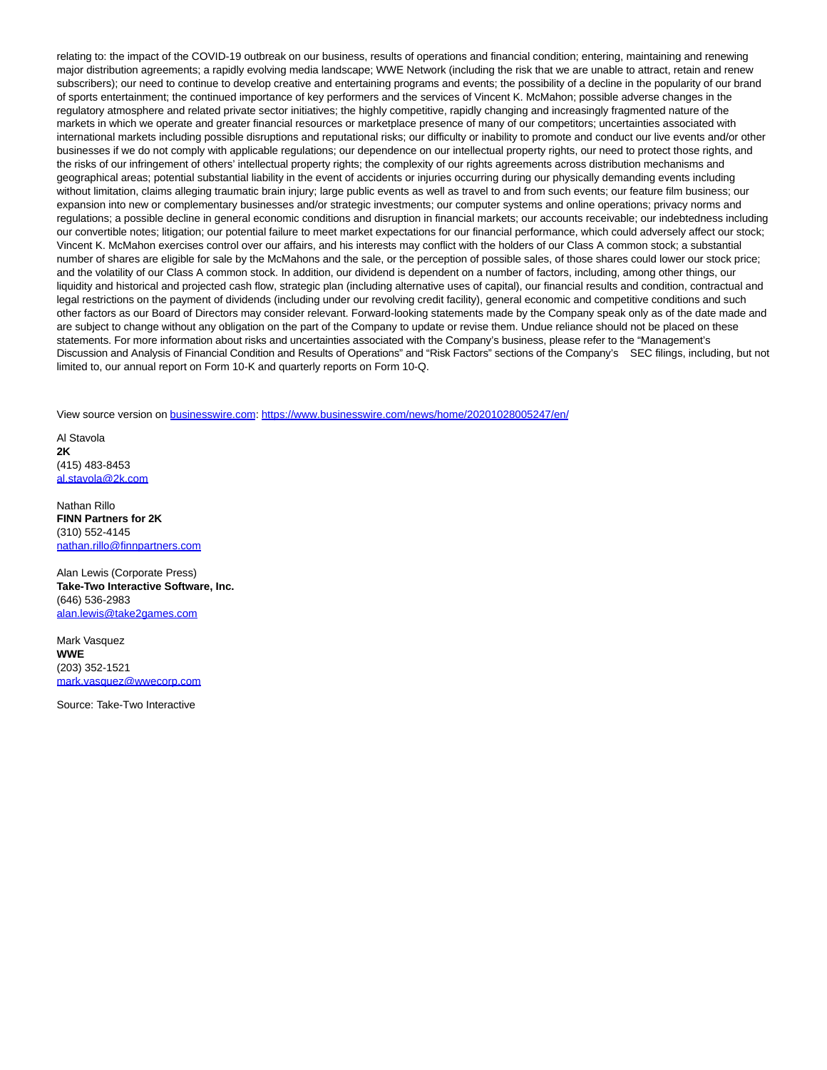relating to: the impact of the COVID-19 outbreak on our business, results of operations and financial condition; entering, maintaining and renewing major distribution agreements; a rapidly evolving media landscape; WWE Network (including the risk that we are unable to attract, retain and renew subscribers); our need to continue to develop creative and entertaining programs and events; the possibility of a decline in the popularity of our brand of sports entertainment; the continued importance of key performers and the services of Vincent K. McMahon; possible adverse changes in the regulatory atmosphere and related private sector initiatives; the highly competitive, rapidly changing and increasingly fragmented nature of the markets in which we operate and greater financial resources or marketplace presence of many of our competitors; uncertainties associated with international markets including possible disruptions and reputational risks; our difficulty or inability to promote and conduct our live events and/or other businesses if we do not comply with applicable regulations; our dependence on our intellectual property rights, our need to protect those rights, and the risks of our infringement of others' intellectual property rights; the complexity of our rights agreements across distribution mechanisms and geographical areas; potential substantial liability in the event of accidents or injuries occurring during our physically demanding events including without limitation, claims alleging traumatic brain injury; large public events as well as travel to and from such events; our feature film business; our expansion into new or complementary businesses and/or strategic investments; our computer systems and online operations; privacy norms and regulations; a possible decline in general economic conditions and disruption in financial markets; our accounts receivable; our indebtedness including our convertible notes; litigation; our potential failure to meet market expectations for our financial performance, which could adversely affect our stock; Vincent K. McMahon exercises control over our affairs, and his interests may conflict with the holders of our Class A common stock; a substantial number of shares are eligible for sale by the McMahons and the sale, or the perception of possible sales, of those shares could lower our stock price; and the volatility of our Class A common stock. In addition, our dividend is dependent on a number of factors, including, among other things, our liquidity and historical and projected cash flow, strategic plan (including alternative uses of capital), our financial results and condition, contractual and legal restrictions on the payment of dividends (including under our revolving credit facility), general economic and competitive conditions and such other factors as our Board of Directors may consider relevant. Forward-looking statements made by the Company speak only as of the date made and are subject to change without any obligation on the part of the Company to update or revise them. Undue reliance should not be placed on these statements. For more information about risks and uncertainties associated with the Company's business, please refer to the "Management's Discussion and Analysis of Financial Condition and Results of Operations" and "Risk Factors" sections of the Company's SEC filings, including, but not limited to, our annual report on Form 10-K and quarterly reports on Form 10-Q.

View source version on businesswire.com: https://www.businesswire.com/news/home/20201028005247/en/

Al Stavola
**2K**
(415) 483-8453
al.stavola@2k.com

Nathan Rillo
**FINN Partners for 2K**
(310) 552-4145
nathan.rillo@finnpartners.com

Alan Lewis (Corporate Press)
**Take-Two Interactive Software, Inc.**
(646) 536-2983
alan.lewis@take2games.com

Mark Vasquez
**WWE**
(203) 352-1521
mark.vasquez@wwecorp.com

Source: Take-Two Interactive